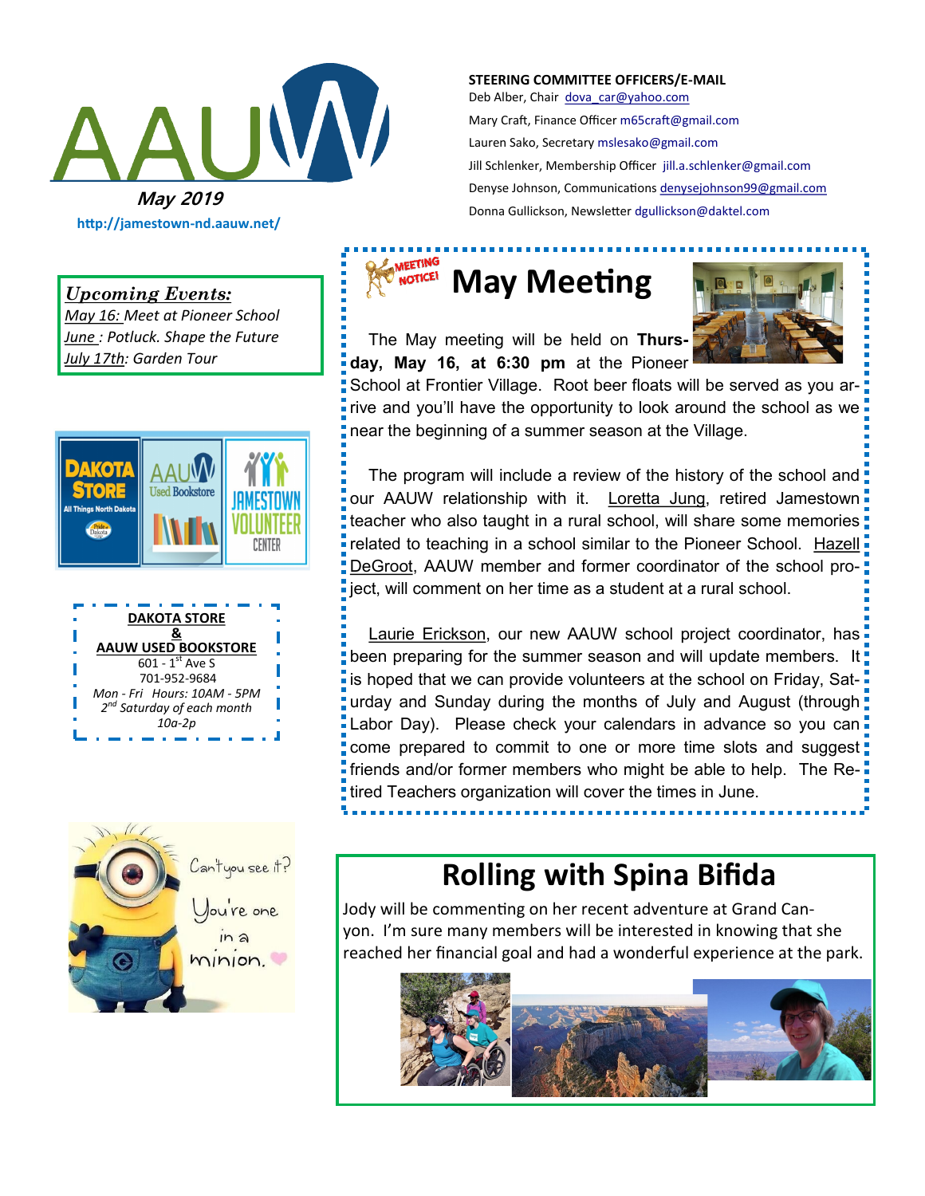AAUW

**May 2019**

http://jamestown-nd.aauw.net/

**STEERING COMMITTEE OFFICERS/E-MAIL**

Deb Alber, Chair dova_car@yahoo.com

Mary Craft, Finance Officer m65craft@gmail.com

Lauren Sako, Secretary mslesako@gmail.com

Jill Schlenker, Membership Officer jill.a.schlenker@gmail.com

Denyse Johnson, Communications denysejohnson99@gmail.com

Donna Gullickson, Newsletter dgullickson@daktel.com

***Upcoming Events:***

*May 16: Meet at Pioneer School*

*June : Potluck. Shape the Future*

*July 17th: Garden Tour*

**DAKOTA STORE & AAUW USED BOOKSTORE**

601 - 1st Ave S

701-952-9684

*Mon - Fri Hours: 10AM - 5PM*

*2nd Saturday of each month*

*10a-2p*

# May Meeting

The May meeting will be held on **Thursday, May 16, at 6:30 pm** at the Pioneer School at Frontier Village. Root beer floats will be served as you arrive and you'll have the opportunity to look around the school as we near the beginning of a summer season at the Village.

The program will include a review of the history of the school and our AAUW relationship with it. Loretta Jung, retired Jamestown teacher who also taught in a rural school, will share some memories related to teaching in a school similar to the Pioneer School. Hazell DeGroot, AAUW member and former coordinator of the school project, will comment on her time as a student at a rural school.

Laurie Erickson, our new AAUW school project coordinator, has been preparing for the summer season and will update members. It is hoped that we can provide volunteers at the school on Friday, Saturday and Sunday during the months of July and August (through Labor Day). Please check your calendars in advance so you can come prepared to commit to one or more time slots and suggest friends and/or former members who might be able to help. The Retired Teachers organization will cover the times in June.

# Rolling with Spina Bifida

Jody will be commenting on her recent adventure at Grand Canyon. I'm sure many members will be interested in knowing that she reached her financial goal and had a wonderful experience at the park.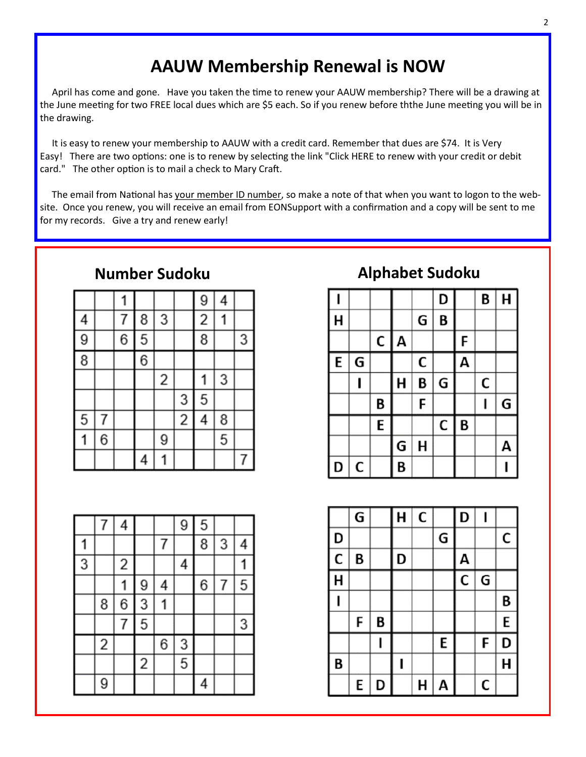# AAUW Membership Renewal is NOW

April has come and gone. Have you taken the time to renew your AAUW membership? There will be a drawing at the June meeting for two FREE local dues which are $5 each. So if you renew before ththe June meeting you will be in the drawing.

It is easy to renew your membership to AAUW with a credit card. Remember that dues are $74. It is Very Easy! There are two options: one is to renew by selecting the link "Click HERE to renew with your credit or debit card." The other option is to mail a check to Mary Craft.

The email from National has your member ID number, so make a note of that when you want to logon to the web-site. Once you renew, you will receive an email from EONSupport with a confirmation and a copy will be sent to me for my records. Give a try and renew early!

## Number Sudoku

| | | | | | | | | |
|---|---|---|---|---|---|---|---|---|
| | | 1 | | | | 9 | 4 | |
| 4 | | 7 | 8 | 3 | | 2 | 1 | |
| 9 | | 6 | 5 | | | 8 | | 3 |
| 8 | | | 6 | | | | | |
| | | | | 2 | | 1 | 3 | |
| | | | | | 3 | 5 | | |
| 5 | 7 | | | | 2 | 4 | 8 | |
| 1 | 6 | | | 9 | | | 5 | |
| | | | 4 | 1 | | | | 7 |

| | | | | | | | | |
|---|---|---|---|---|---|---|---|---|
| | 7 | 4 | | | 9 | 5 | | |
| 1 | | | | 7 | | 8 | 3 | 4 |
| 3 | | 2 | | | 4 | | | 1 |
| | | 1 | 9 | 4 | | 6 | 7 | 5 |
| | 8 | 6 | 3 | 1 | | | | |
| | | 7 | 5 | | | | | 3 |
| | 2 | | | 6 | 3 | | | |
| | | | 2 | | 5 | | | |
| | 9 | | | | | 4 | | |

## Alphabet Sudoku

| | | | | | | | | |
|---|---|---|---|---|---|---|---|---|
| I | | | | | D | | B | H |
| H | | | | G | B | | | |
| | | C | A | | | F | | |
| E | G | | | C | | A | | |
| | I | | H | B | G | | C | |
| | | B | | F | | | I | G |
| | | E | | | C | B | | |
| | | | G | H | | | | A |
| D | C | | B | | | | | I |

| | | | | | | | | |
|---|---|---|---|---|---|---|---|---|
| | G | | H | C | | D | I | |
| D | | | | | G | | | C |
| C | B | | D | | | A | | |
| H | | | | | | C | G | |
| I | | | | | | | | B |
| | F | B | | | | | | E |
| | | I | | | E | | F | D |
| B | | | I | | | | | H |
| | E | D | | H | A | | C | |